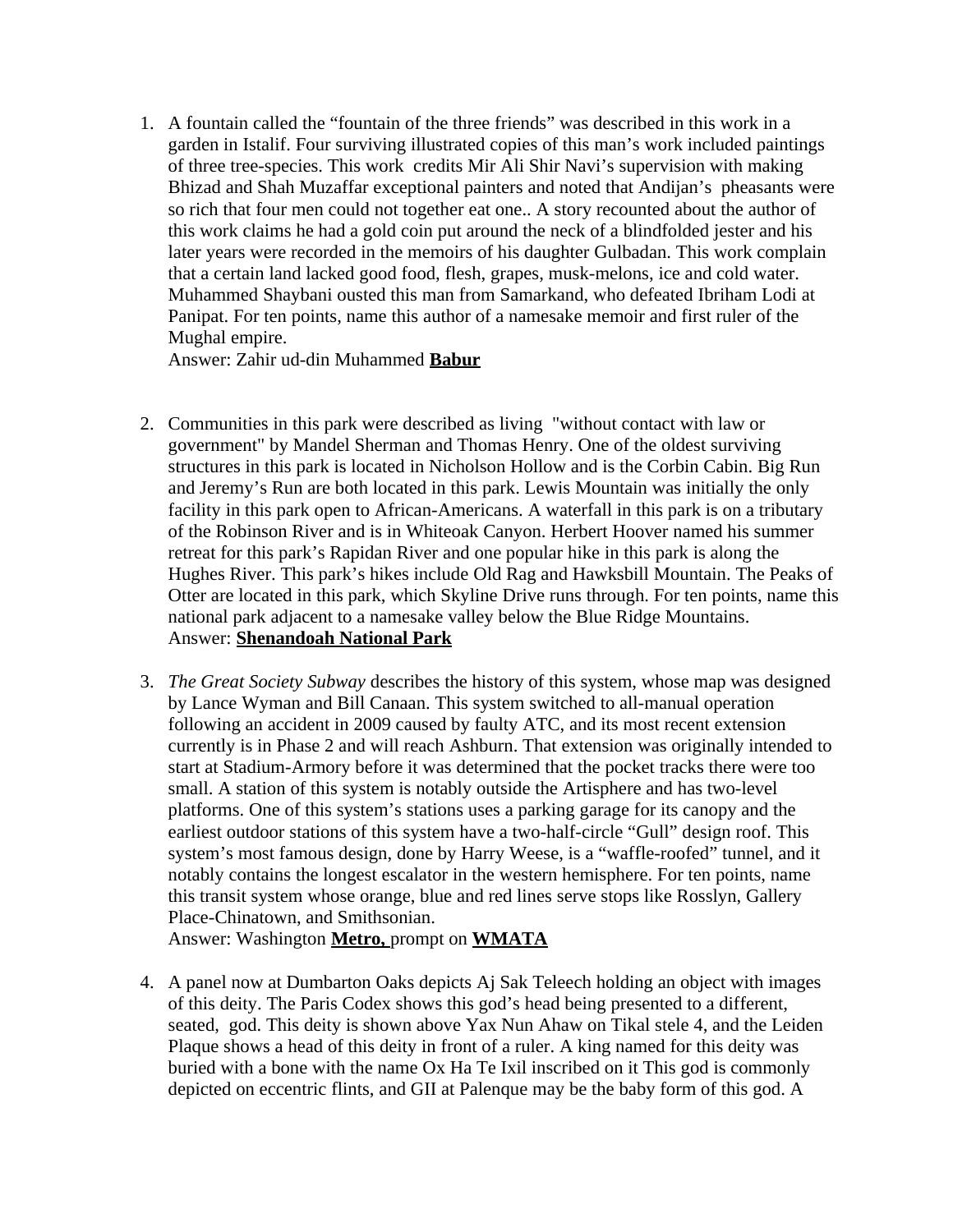1. A fountain called the "fountain of the three friends" was described in this work in a garden in Istalif. Four surviving illustrated copies of this man's work included paintings of three tree-species. This work credits Mir Ali Shir Navi's supervision with making Bhizad and Shah Muzaffar exceptional painters and noted that Andijan's pheasants were so rich that four men could not together eat one.. A story recounted about the author of this work claims he had a gold coin put around the neck of a blindfolded jester and his later years were recorded in the memoirs of his daughter Gulbadan. This work complain that a certain land lacked good food, flesh, grapes, musk-melons, ice and cold water. Muhammed Shaybani ousted this man from Samarkand, who defeated Ibriham Lodi at Panipat. For ten points, name this author of a namesake memoir and first ruler of the Mughal empire.
   Answer: Zahir ud-din Muhammed **<u>Babur</u>**

2. Communities in this park were described as living "without contact with law or government" by Mandel Sherman and Thomas Henry. One of the oldest surviving structures in this park is located in Nicholson Hollow and is the Corbin Cabin. Big Run and Jeremy's Run are both located in this park. Lewis Mountain was initially the only facility in this park open to African-Americans. A waterfall in this park is on a tributary of the Robinson River and is in Whiteoak Canyon. Herbert Hoover named his summer retreat for this park's Rapidan River and one popular hike in this park is along the Hughes River. This park's hikes include Old Rag and Hawksbill Mountain. The Peaks of Otter are located in this park, which Skyline Drive runs through. For ten points, name this national park adjacent to a namesake valley below the Blue Ridge Mountains.
   Answer: **<u>Shenandoah National Park</u>**

3. *The Great Society Subway* describes the history of this system, whose map was designed by Lance Wyman and Bill Canaan. This system switched to all-manual operation following an accident in 2009 caused by faulty ATC, and its most recent extension currently is in Phase 2 and will reach Ashburn. That extension was originally intended to start at Stadium-Armory before it was determined that the pocket tracks there were too small. A station of this system is notably outside the Artisphere and has two-level platforms. One of this system's stations uses a parking garage for its canopy and the earliest outdoor stations of this system have a two-half-circle "Gull" design roof. This system's most famous design, done by Harry Weese, is a "waffle-roofed" tunnel, and it notably contains the longest escalator in the western hemisphere. For ten points, name this transit system whose orange, blue and red lines serve stops like Rosslyn, Gallery Place-Chinatown, and Smithsonian.
   Answer: Washington **<u>Metro,</u>** prompt on **<u>WMATA</u>**

4. A panel now at Dumbarton Oaks depicts Aj Sak Teleech holding an object with images of this deity. The Paris Codex shows this god's head being presented to a different, seated, god. This deity is shown above Yax Nun Ahaw on Tikal stele 4, and the Leiden Plaque shows a head of this deity in front of a ruler. A king named for this deity was buried with a bone with the name Ox Ha Te Ixil inscribed on it This god is commonly depicted on eccentric flints, and GII at Palenque may be the baby form of this god. A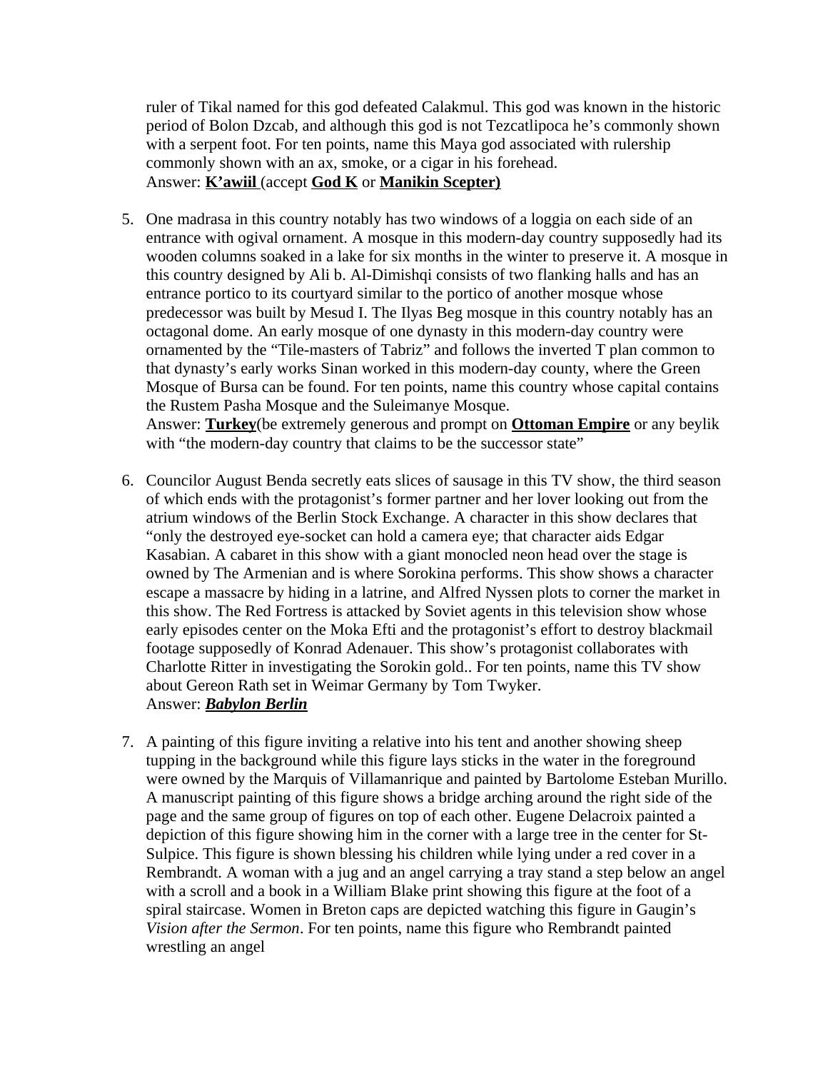ruler of Tikal named for this god defeated Calakmul. This god was known in the historic period of Bolon Dzcab, and although this god is not Tezcatlipoca he's commonly shown with a serpent foot. For ten points, name this Maya god associated with rulership commonly shown with an ax, smoke, or a cigar in his forehead.
Answer: **K'awiil** (accept **God K** or **Manikin Scepter)**

5. One madrasa in this country notably has two windows of a loggia on each side of an entrance with ogival ornament. A mosque in this modern-day country supposedly had its wooden columns soaked in a lake for six months in the winter to preserve it. A mosque in this country designed by Ali b. Al-Dimishqi consists of two flanking halls and has an entrance portico to its courtyard similar to the portico of another mosque whose predecessor was built by Mesud I. The Ilyas Beg mosque in this country notably has an octagonal dome. An early mosque of one dynasty in this modern-day country were ornamented by the "Tile-masters of Tabriz" and follows the inverted T plan common to that dynasty's early works Sinan worked in this modern-day county, where the Green Mosque of Bursa can be found. For ten points, name this country whose capital contains the Rustem Pasha Mosque and the Suleimanye Mosque.
Answer: **Turkey**(be extremely generous and prompt on **Ottoman Empire** or any beylik with "the modern-day country that claims to be the successor state"

6. Councilor August Benda secretly eats slices of sausage in this TV show, the third season of which ends with the protagonist's former partner and her lover looking out from the atrium windows of the Berlin Stock Exchange. A character in this show declares that "only the destroyed eye-socket can hold a camera eye; that character aids Edgar Kasabian. A cabaret in this show with a giant monocled neon head over the stage is owned by The Armenian and is where Sorokina performs. This show shows a character escape a massacre by hiding in a latrine, and Alfred Nyssen plots to corner the market in this show. The Red Fortress is attacked by Soviet agents in this television show whose early episodes center on the Moka Efti and the protagonist's effort to destroy blackmail footage supposedly of Konrad Adenauer. This show's protagonist collaborates with Charlotte Ritter in investigating the Sorokin gold.. For ten points, name this TV show about Gereon Rath set in Weimar Germany by Tom Twyker.
Answer: ***Babylon Berlin***

7. A painting of this figure inviting a relative into his tent and another showing sheep tupping in the background while this figure lays sticks in the water in the foreground were owned by the Marquis of Villamanrique and painted by Bartolome Esteban Murillo. A manuscript painting of this figure shows a bridge arching around the right side of the page and the same group of figures on top of each other. Eugene Delacroix painted a depiction of this figure showing him in the corner with a large tree in the center for St-Sulpice. This figure is shown blessing his children while lying under a red cover in a Rembrandt. A woman with a jug and an angel carrying a tray stand a step below an angel with a scroll and a book in a William Blake print showing this figure at the foot of a spiral staircase. Women in Breton caps are depicted watching this figure in Gaugin's *Vision after the Sermon*. For ten points, name this figure who Rembrandt painted wrestling an angel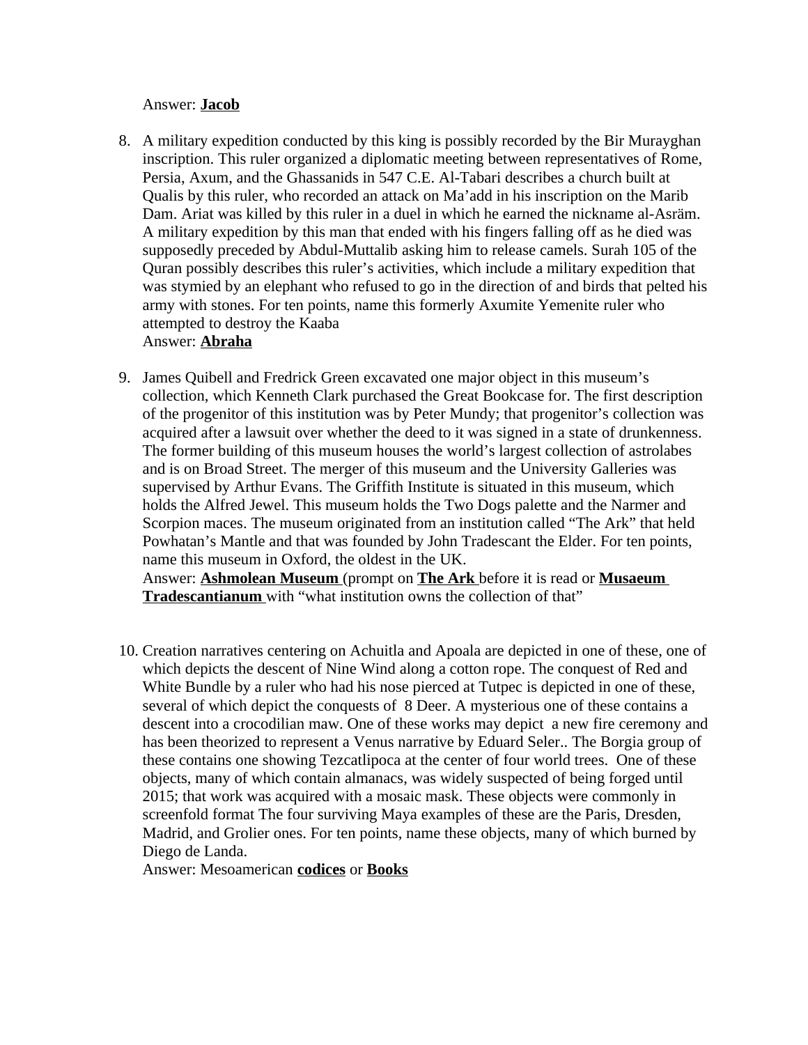Answer: **Jacob**

8. A military expedition conducted by this king is possibly recorded by the Bir Murayghan inscription. This ruler organized a diplomatic meeting between representatives of Rome, Persia, Axum, and the Ghassanids in 547 C.E. Al-Tabari describes a church built at Qualis by this ruler, who recorded an attack on Ma'add in his inscription on the Marib Dam. Ariat was killed by this ruler in a duel in which he earned the nickname al-Asräm. A military expedition by this man that ended with his fingers falling off as he died was supposedly preceded by Abdul-Muttalib asking him to release camels. Surah 105 of the Quran possibly describes this ruler's activities, which include a military expedition that was stymied by an elephant who refused to go in the direction of and birds that pelted his army with stones. For ten points, name this formerly Axumite Yemenite ruler who attempted to destroy the Kaaba
   Answer: **Abraha**

9. James Quibell and Fredrick Green excavated one major object in this museum's collection, which Kenneth Clark purchased the Great Bookcase for. The first description of the progenitor of this institution was by Peter Mundy; that progenitor's collection was acquired after a lawsuit over whether the deed to it was signed in a state of drunkenness. The former building of this museum houses the world's largest collection of astrolabes and is on Broad Street. The merger of this museum and the University Galleries was supervised by Arthur Evans. The Griffith Institute is situated in this museum, which holds the Alfred Jewel. This museum holds the Two Dogs palette and the Narmer and Scorpion maces. The museum originated from an institution called "The Ark" that held Powhatan's Mantle and that was founded by John Tradescant the Elder. For ten points, name this museum in Oxford, the oldest in the UK.
   Answer: **Ashmolean Museum** (prompt on **The Ark** before it is read or **Musaeum Tradescantianum** with "what institution owns the collection of that"

10. Creation narratives centering on Achuitla and Apoala are depicted in one of these, one of which depicts the descent of Nine Wind along a cotton rope. The conquest of Red and White Bundle by a ruler who had his nose pierced at Tutpec is depicted in one of these, several of which depict the conquests of 8 Deer. A mysterious one of these contains a descent into a crocodilian maw. One of these works may depict a new fire ceremony and has been theorized to represent a Venus narrative by Eduard Seler.. The Borgia group of these contains one showing Tezcatlipoca at the center of four world trees. One of these objects, many of which contain almanacs, was widely suspected of being forged until 2015; that work was acquired with a mosaic mask. These objects were commonly in screenfold format The four surviving Maya examples of these are the Paris, Dresden, Madrid, and Grolier ones. For ten points, name these objects, many of which burned by Diego de Landa.
    Answer: Mesoamerican **codices** or **Books**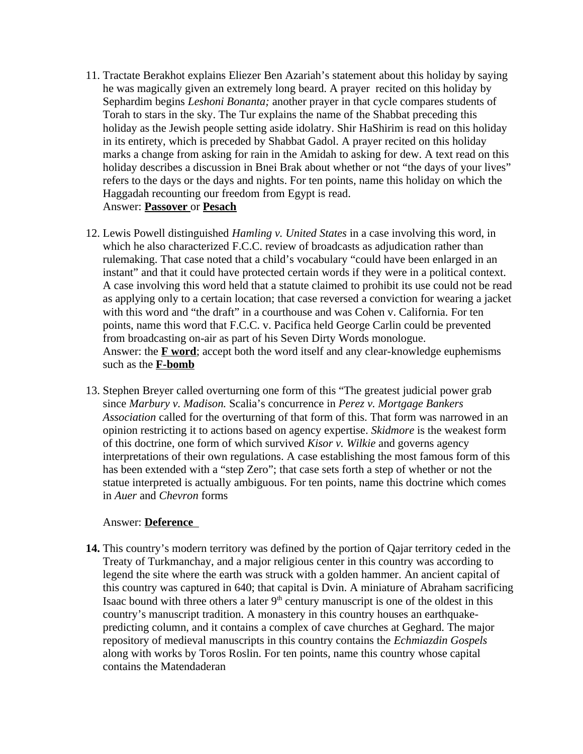11. Tractate Berakhot explains Eliezer Ben Azariah's statement about this holiday by saying he was magically given an extremely long beard. A prayer recited on this holiday by Sephardim begins *Leshoni Bonanta;* another prayer in that cycle compares students of Torah to stars in the sky. The Tur explains the name of the Shabbat preceding this holiday as the Jewish people setting aside idolatry. Shir HaShirim is read on this holiday in its entirety, which is preceded by Shabbat Gadol. A prayer recited on this holiday marks a change from asking for rain in the Amidah to asking for dew. A text read on this holiday describes a discussion in Bnei Brak about whether or not "the days of your lives" refers to the days or the days and nights. For ten points, name this holiday on which the Haggadah recounting our freedom from Egypt is read.
    Answer: **Passover** or **Pesach**

12. Lewis Powell distinguished *Hamling v. United States* in a case involving this word, in which he also characterized F.C.C. review of broadcasts as adjudication rather than rulemaking. That case noted that a child's vocabulary "could have been enlarged in an instant" and that it could have protected certain words if they were in a political context. A case involving this word held that a statute claimed to prohibit its use could not be read as applying only to a certain location; that case reversed a conviction for wearing a jacket with this word and "the draft" in a courthouse and was Cohen v. California. For ten points, name this word that F.C.C. v. Pacifica held George Carlin could be prevented from broadcasting on-air as part of his Seven Dirty Words monologue.
    Answer: the **F word**; accept both the word itself and any clear-knowledge euphemisms such as the **F-bomb**

13. Stephen Breyer called overturning one form of this "The greatest judicial power grab since *Marbury v. Madison.* Scalia's concurrence in *Perez v. Mortgage Bankers Association* called for the overturning of that form of this. That form was narrowed in an opinion restricting it to actions based on agency expertise. *Skidmore* is the weakest form of this doctrine, one form of which survived *Kisor v. Wilkie* and governs agency interpretations of their own regulations. A case establishing the most famous form of this has been extended with a "step Zero"; that case sets forth a step of whether or not the statue interpreted is actually ambiguous. For ten points, name this doctrine which comes in *Auer* and *Chevron* forms

    Answer: **Deference**

14. This country's modern territory was defined by the portion of Qajar territory ceded in the Treaty of Turkmanchay, and a major religious center in this country was according to legend the site where the earth was struck with a golden hammer. An ancient capital of this country was captured in 640; that capital is Dvin. A miniature of Abraham sacrificing Isaac bound with three others a later 9th century manuscript is one of the oldest in this country's manuscript tradition. A monastery in this country houses an earthquake-predicting column, and it contains a complex of cave churches at Geghard. The major repository of medieval manuscripts in this country contains the *Echmiazdin Gospels* along with works by Toros Roslin. For ten points, name this country whose capital contains the Matendaderan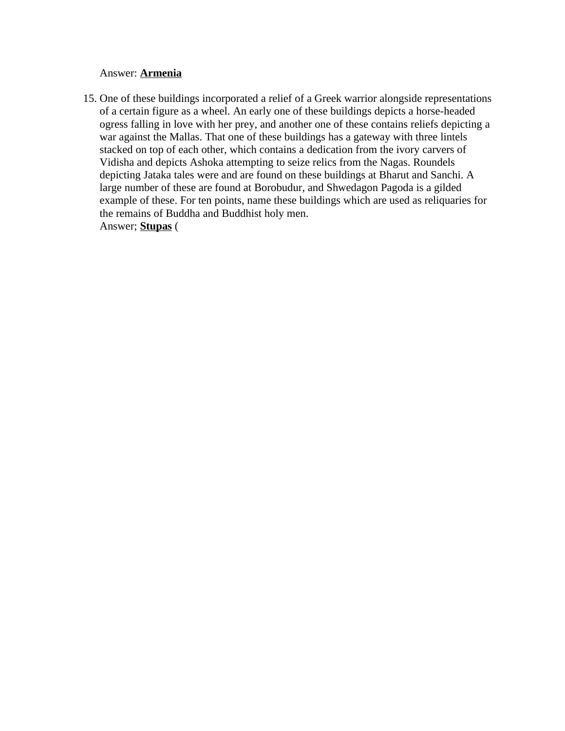Answer: **<u>Armenia</u>**

15. One of these buildings incorporated a relief of a Greek warrior alongside representations of a certain figure as a wheel. An early one of these buildings depicts a horse-headed ogress falling in love with her prey, and another one of these contains reliefs depicting a war against the Mallas. That one of these buildings has a gateway with three lintels stacked on top of each other, which contains a dedication from the ivory carvers of Vidisha and depicts Ashoka attempting to seize relics from the Nagas. Roundels depicting Jataka tales were and are found on these buildings at Bharut and Sanchi. A large number of these are found at Borobudur, and Shwedagon Pagoda is a gilded example of these. For ten points, name these buildings which are used as reliquaries for the remains of Buddha and Buddhist holy men.
    Answer; **<u>Stupas</u>** (